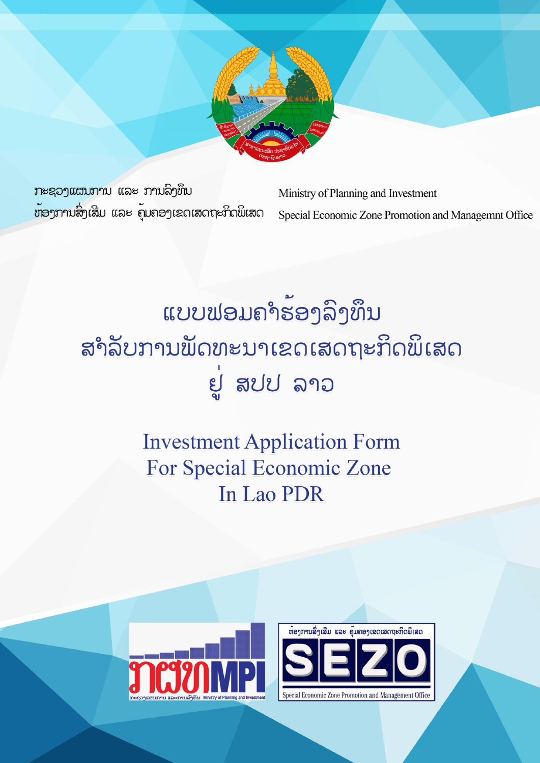ກະຊວງແຜນການ ແລະ ການລົງທຶນ
ຫ້ອງການສົ່ງເສີມ ແລະ ຄຸ້ມຄອງເຂດເສດຖະກິດພິເສດ

Ministry of Planning and Investment
Special Economic Zone Promotion and Managemnt Office

# ແບບຟອມຄໍາຮ້ອງລົງທຶນ ສໍາລັບການພັດທະນາເຂດເສດຖະກິດພິເສດ ຢູ່ ສປປ ລາວ

# Investment Application Form For Special Economic Zone In Lao PDR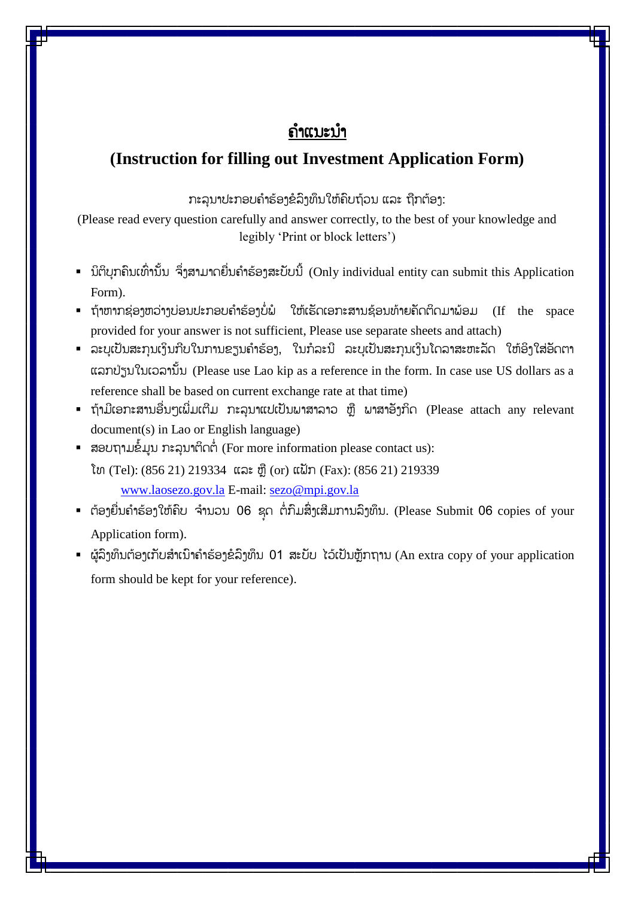# ຄຳແນະນຳ

## (Instruction for filling out Investment Application Form)

ກະລຸນາປະກອບຄຳຮ້ອງຂໍລົງທຶນໃຫ້ຄົບຖ້ວນ ແລະ ຖືກຕ້ອງ:

(Please read every question carefully and answer correctly, to the best of your knowledge and legibly 'Print or block letters')

- ນິຕິບຸກຄົນເທົ່ານັ້ນ ຈຶ່ງສາມາດຍື່ນຄຳຮ້ອງສະບັບນີ້ (Only individual entity can submit this Application Form).
- ຖ້າຫາກຊ່ອງຫວ່າງບ່ອນປະກອບຄຳຮ້ອງບໍ່ພໍ ໃຫ້ເຮັດເອກະສານຊ້ອນທ້າຍຄັດຕິດມາພ້ອມ (If the space provided for your answer is not sufficient, Please use separate sheets and attach)
- ລະບຸເປັນສະກຸນເງິນກີບໃນການຂຽນຄຳຮ້ອງ, ໃນກໍລະນີ ລະບຸເປັນສະກຸນເງິນໂດລາສະຫະລັດ ໃຫ້ອີງໃສ່ອັດຕາແລກປ່ຽນໃນເວລານັ້ນ (Please use Lao kip as a reference in the form. In case use US dollars as a reference shall be based on current exchange rate at that time)
- ຖ້າມີເອກະສານອື່ນໆເພີ່ມເຕີມ ກະລຸນາແປເປັນພາສາລາວ ຫຼື ພາສາອັງກິດ (Please attach any relevant document(s) in Lao or English language)
- ສອບຖາມຂໍ້ມູນ ກະລຸນາຕິດຕໍ່ (For more information please contact us):
  ໂທ (Tel): (856 21) 219334 ແລະ ຫຼື (or) ແຟັກ (Fax): (856 21) 219339
  www.laosezo.gov.la E-mail: sezo@mpi.gov.la
- ຕ້ອງຍື່ນຄຳຮ້ອງໃຫ້ຄົບ ຈຳນວນ 06 ຊຸດ ຕໍ່ກົມສົ່ງເສີມການລົງທຶນ. (Please Submit 06 copies of your Application form).
- ຜູ້ລົງທຶນຕ້ອງເກັບສຳເນົາຄຳຮ້ອງຂໍລົງທຶນ 01 ສະບັບ ໄວ້ເປັນຫຼັກຖານ (An extra copy of your application form should be kept for your reference).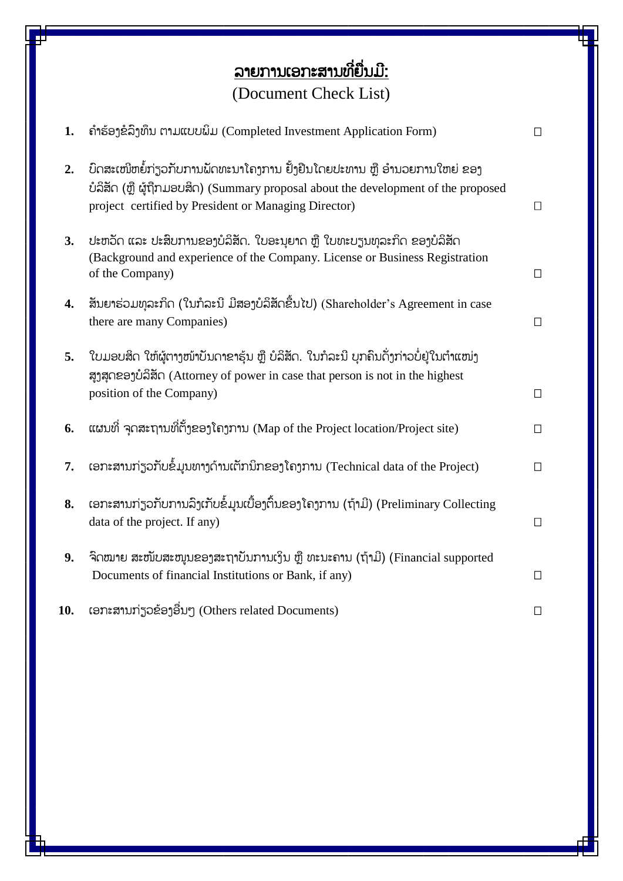# <u>ລາຍການເອກະສານທີ່ຍື່ນມີ:</u>

(Document Check List)

1. ຄຳຮ້ອງຂໍລົງທຶນ ຕາມແບບຜິມ (Completed Investment Application Form) ☐

2. ບົດສະເໜີຫຍໍ້ກ່ຽວກັບການພັດທະນາໂຄງການ ຢັ້ງຢືນໂດຍປະທານ ຫຼື ອຳນວຍການໃຫຍ່ ຂອງບໍລິສັດ (ຫຼື ຜູ້ຖືກມອບສິດ) (Summary proposal about the development of the proposed project certified by President or Managing Director) ☐

3. ປະຫວັດ ແລະ ປະສົບການຂອງບໍລິສັດ. ໃບອະນຸຍາດ ຫຼື ໃບທະບຽນທຸລະກິດ ຂອງບໍລິສັດ (Background and experience of the Company. License or Business Registration of the Company) ☐

4. ສັນຍາຮ່ວມທຸລະກິດ (ໃນກໍລະນີ ມີສອງບໍລິສັດຂຶ້ນໄປ) (Shareholder's Agreement in case there are many Companies) ☐

5. ໃບມອບສິດ ໃຫ້ຜູ້ຕາງໜ້າບັນດາຂາຮຸ້ນ ຫຼື ບໍລິສັດ. ໃນກໍລະນີ ບຸກຄົນດັ່ງກ່າວບໍ່ຢູ່ໃນຕຳແໜ່ງສູງສຸດຂອງບໍລິສັດ (Attorney of power in case that person is not in the highest position of the Company) ☐

6. ແຜນທີ່ ຈຸດສະຖານທີ່ຕັ້ງຂອງໂຄງການ (Map of the Project location/Project site) ☐

7. ເອກະສານກ່ຽວກັບຂໍ້ມູນທາງດ້ານເຕັກນິກຂອງໂຄງການ (Technical data of the Project) ☐

8. ເອກະສານກ່ຽວກັບການລົງເກັບຂໍ້ມູນເບື້ອງຕົ້ນຂອງໂຄງການ (ຖ້າມີ) (Preliminary Collecting data of the project. If any) ☐

9. ຈົດໝາຍ ສະໜັບສະໜູນຂອງສະຖາບັນການເງິນ ຫຼື ທະນະຄານ (ຖ້າມີ) (Financial supported Documents of financial Institutions or Bank, if any) ☐

10. ເອກະສານກ່ຽວຂ້ອງອື່ນໆ (Others related Documents) ☐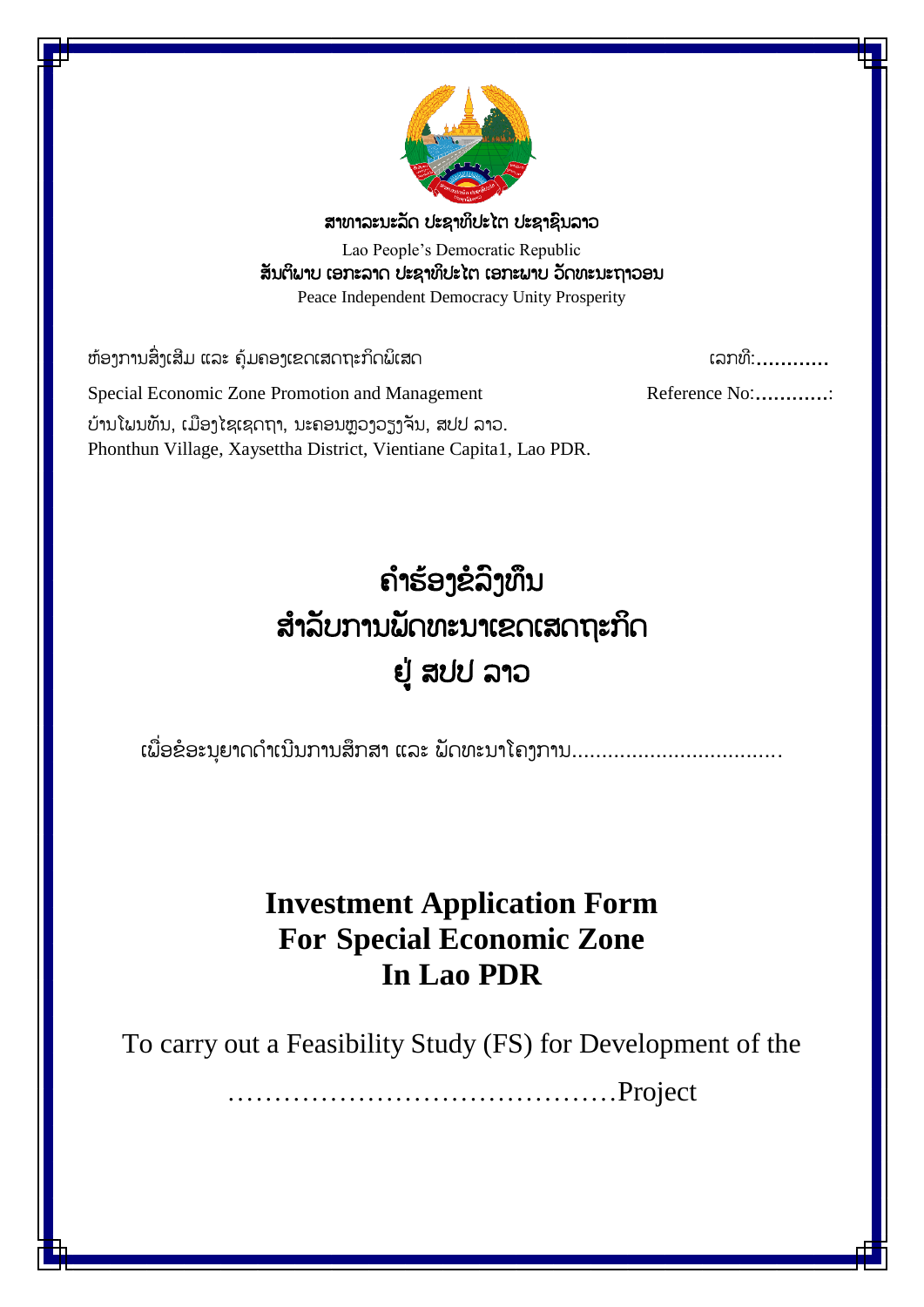ສາທາລະນະລັດ ປະຊາທິປະໄຕ ປະຊາຊົນລາວ

Lao People's Democratic Republic

ສັນຕິພາບ ເອກະລາດ ປະຊາທິປະໄຕ ເອກະພາບ ວັດທະນະຖາວອນ

Peace Independent Democracy Unity Prosperity

ຫ້ອງການສົ່ງເສີມ ແລະ ຄຸ້ມຄອງເຂດເສດຖະກິດພິເສດ — ເລກທີ:............

Special Economic Zone Promotion and Management — Reference No:............:

ບ້ານໂພນທັນ, ເມືອງໄຊເຊດຖາ, ນະຄອນຫຼວງວຽງຈັນ, ສປປ ລາວ.

Phonthun Village, Xaysettha District, Vientiane Capita1, Lao PDR.

# ຄຳຮ້ອງຂໍລົງທຶນ
# ສຳລັບການພັດທະນາເຂດເສດຖະກິດ
# ຢູ່ ສປປ ລາວ

ເພື່ອຂໍອະນຸຍາດດຳເນີນການສຶກສາ ແລະ ພັດທະນາໂຄງການ...................................

# Investment Application Form
# For Special Economic Zone
# In Lao PDR

To carry out a Feasibility Study (FS) for Development of the

……………………………………Project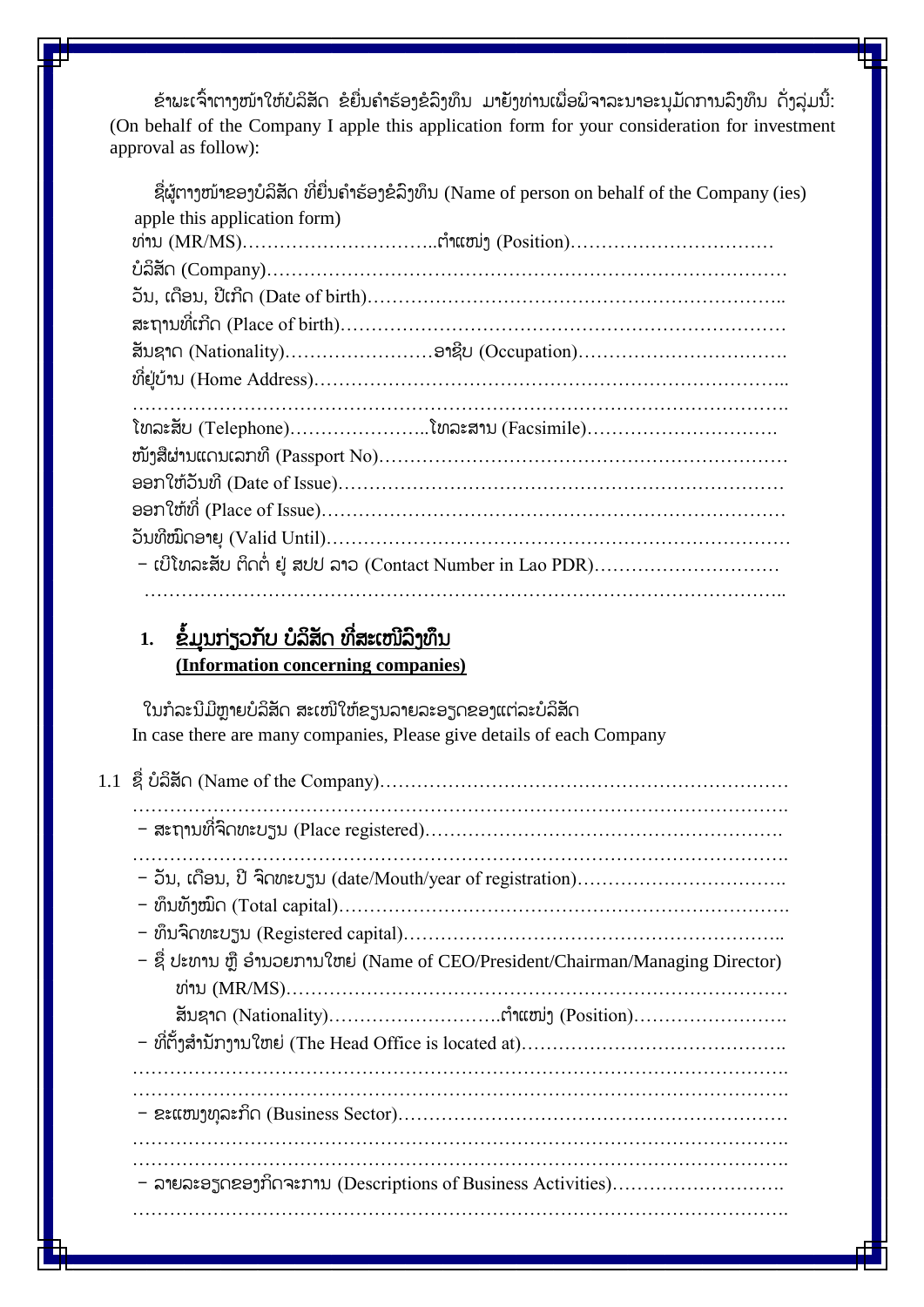ຂ້າພະເຈົ້າຕາງໜ້າໃຫ້ບໍລິສັດ ຂໍຍື່ນຄໍາຮ້ອງຂໍລົງທຶນ ມາຍັງທ່ານເພື່ອພິຈາລະນາອະນຸມັດການລົງທຶນ ດັ່ງລຸ່ມນີ້:
(On behalf of the Company I apple this application form for your consideration for investment approval as follow):

ຊື່ຜູ້ຕາງໜ້າຂອງບໍລິສັດ ທີ່ຍື່ນຄໍາຮ້ອງຂໍລົງທຶນ (Name of person on behalf of the Company (ies) apple this application form)

ທ່ານ (MR/MS)…………………………..ຕໍາແໜ່ງ (Position)……………………………

ບໍລິສັດ (Company)………………………………………………………………………

ວັນ, ເດືອນ, ປີເກີດ (Date of birth)………………………………………………………..

ສະຖານທີ່ເກີດ (Place of birth)……………………………………………………………

ສັນຊາດ (Nationality)……………………ອາຊີບ (Occupation)…………………………….

ທີ່ຢູ່ບ້ານ (Home Address)………………………………………………………………..

…………………………………………………………………………………………….

ໂທລະສັບ (Telephone)…………………..ໂທລະສານ (Facsimile)………………………….

ໜັງສືຜ່ານແດນເລກທີ (Passport No)………………………………………………………

ອອກໃຫ້ວັນທີ (Date of Issue)……………………………………………………………

ອອກໃຫ້ທີ່ (Place of Issue)………………………………………………………………

ວັນທີໝົດອາຍຸ (Valid Until)………………………………………………………………

- ເບີໂທລະສັບ ຕິດຕໍ່ ຢູ່ ສປປ ລາວ (Contact Number in Lao PDR)…………………………

……………………………………………………………………………………………..

## 1. ຂໍ້ມູນກ່ຽວກັບ ບໍລິສັດ ທີ່ສະເໜີລົງທຶນ (Information concerning companies)

ໃນກໍລະນີມີຫຼາຍບໍລິສັດ ສະເໜີໃຫ້ຂຽນລາຍລະອຽດຂອງແຕ່ລະບໍລິສັດ
In case there are many companies, Please give details of each Company

1.1 ຊື່ ບໍລິສັດ (Name of the Company)……………………………………………………

…………………………………………………………………………………………….

- ສະຖານທີ່ຈົດທະບຽນ (Place registered)…………………………………………….

…………………………………………………………………………………………….

- ວັນ, ເດືອນ, ປີ ຈົດທະບຽນ (date/Mouth/year of registration)…………………………….
- ທຶນທັງໝົດ (Total capital)…………………………………………………………….
- ທຶນຈົດທະບຽນ (Registered capital)…………………………………………………..
- ຊື່ ປະທານ ຫຼື ອໍານວຍການໃຫຍ່ (Name of CEO/President/Chairman/Managing Director)

  ທ່ານ (MR/MS)………………………………………………………………………

  ສັນຊາດ (Nationality)……………………….ຕໍາແໜ່ງ (Position)…………………….
- ທີ່ຕັ້ງສໍານັກງານໃຫຍ່ (The Head Office is located at)…………………………………….

…………………………………………………………………………………………….

…………………………………………………………………………………………….

- ຂະແໜງທຸລະກິດ (Business Sector)……………………………………………………

…………………………………………………………………………………………….

…………………………………………………………………………………………….

- ລາຍລະອຽດຂອງກິດຈະການ (Descriptions of Business Activities)……………………….

…………………………………………………………………………………………….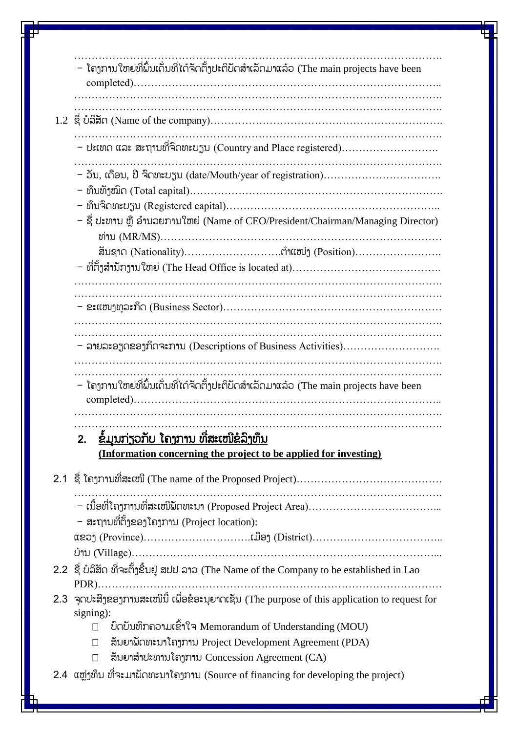…………………………………………………………………………………………….

- ໂຄງການໃຫຍ່ທີ່ພົ້ນເດັ່ນທີ່ໄດ້ຈັດຕັ້ງປະຕິບັດສຳເລັດມາແລ້ວ (The main projects have been completed)…………………………………………………………………………..

…………………………………………………………………………………………….

…………………………………………………………………………………………….

1.2 ຊື່ ບໍລິສັດ (Name of the company)………………………………………………………….

…………………………………………………………………………………………….

- ປະເທດ ແລະ ສະຖານທີ່ຈົດທະບຽນ (Country and Place registered)……………………….

…………………………………………………………………………………………….

- ວັນ, ເດືອນ, ປີ ຈົດທະບຽນ (date/Mouth/year of registration)…………………………….
- ທຶນທັງໝົດ (Total capital)………………………………………………………………….
- ທຶນຈົດທະບຽນ (Registered capital)………………………………………………………..
- ຊື່ ປະທານ ຫຼື ອຳນວຍການໃຫຍ່ (Name of CEO/President/Chairman/Managing Director)
  - ທ່ານ (MR/MS)……………………………………………………………………
  - ສັນຊາດ (Nationality)……………………….ຕຳແໜ່ງ (Position)…………………….
- ທີ່ຕັ້ງສຳນັກງານໃຫຍ່ (The Head Office is located at)…………………………………….

…………………………………………………………………………………………….

…………………………………………………………………………………………….

- ຂະແໜງທຸລະກິດ (Business Sector)………………………………………………………

…………………………………………………………………………………………….

…………………………………………………………………………………………….

- ລາຍລະອຽດຂອງກິດຈະການ (Descriptions of Business Activities)……………………….

…………………………………………………………………………………………….

…………………………………………………………………………………………….

- ໂຄງການໃຫຍ່ທີ່ພົ້ນເດັ່ນທີ່ໄດ້ຈັດຕັ້ງປະຕິບັດສຳເລັດມາແລ້ວ (The main projects have been completed)…………………………………………………………………………..

…………………………………………………………………………………………….

…………………………………………………………………………………………….

## 2. <u>ຂໍ້ມູນກ່ຽວກັບ ໂຄງການ ທີ່ສະເໜີຂໍລົງທຶນ</u>

**<u>(Information concerning the project to be applied for investing)</u>**

2.1 ຊື່ ໂຄງການທີ່ສະເໜີ (The name of the Proposed Project)……………………………………

…………………………………………………………………………………………….

- ເນື້ອທີ່ໂຄງການທີ່ສະເໜີພັດທະນາ (Proposed Project Area)……………………………...
- ສະຖານທີ່ຕັ້ງຂອງໂຄງການ (Project location):

ແຂວງ (Province)…………………………ເມືອງ (District)………………………………..

ບ້ານ (Village)…………………………………………………………………………...

2.2 ຊື່ ບໍລິສັດ ທີ່ຈະຕັ້ງຂຶ້ນຢູ່ ສປປ ລາວ (The Name of the Company to be established in Lao PDR)……………………………………………………………………………………

2.3 ຈຸດປະສົງຂອງການສະເໜີນີ້ ເພື່ອຂໍອະນຸຍາດເຊັນ (The purpose of this application to request for signing):

- ☐ ບົດບັນທຶກຄວາມເຂົ້າໃຈ Memorandum of Understanding (MOU)
- ☐ ສັນຍາພັດທະນາໂຄງການ Project Development Agreement (PDA)
- ☐ ສັນຍາສຳປະທານໂຄງການ Concession Agreement (CA)

2.4 ແຫຼ່ງທຶນ ທີ່ຈະມາພັດທະນາໂຄງການ (Source of financing for developing the project)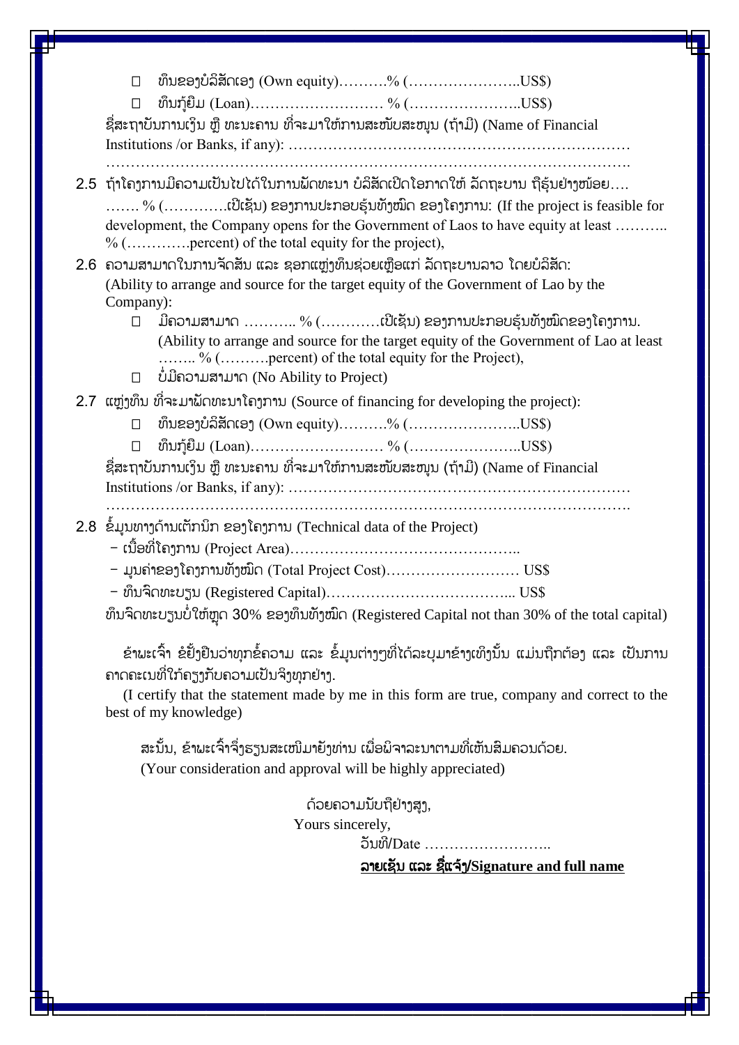- ☐ ທຶນຂອງບໍລິສັດເອງ (Own equity)……….% (…………………..US$)
- ☐ ທຶນກູ້ຢືມ (Loan)……………………… % (…………………..US$)

ຊື່ສະຖາບັນການເງິນ ຫຼື ທະນະຄານ ທີ່ຈະມາໃຫ້ການສະໜັບສະໜູນ (ຖ້າມີ) (Name of Financial Institutions /or Banks, if any): ……………………………………………………………
…………………………………………………………………………………………….

2.5 ຖ້າໂຄງການມີຄວາມເປັນໄປໄດ້ໃນການພັດທະນາ ບໍລິສັດເປີດໂອກາດໃຫ້ ລັດຖະບານ ຖືຮຸ້ນຢ່າງໜ້ອຍ…. ……. % (………….ເປີເຊັນ) ຂອງການປະກອບຮຸ້ນທັງໝົດ ຂອງໂຄງການ: (If the project is feasible for development, the Company opens for the Government of Laos to have equity at least ……….. % (………….percent) of the total equity for the project),

2.6 ຄວາມສາມາດໃນການຈັດສັນ ແລະ ຊອກແຫຼ່ງທຶນຊ່ວຍເຫຼືອແກ່ ລັດຖະບານລາວ ໂດຍບໍລິສັດ: (Ability to arrange and source for the target equity of the Government of Lao by the Company):

- ☐ ມີຄວາມສາມາດ ……….. % (…………ເປີເຊັນ) ຂອງການປະກອບຮຸ້ນທັງໝົດຂອງໂຄງການ. (Ability to arrange and source for the target equity of the Government of Lao at least …….. % (……….percent) of the total equity for the Project),
- ☐ ບໍ່ມີຄວາມສາມາດ (No Ability to Project)

2.7 ແຫຼ່ງທຶນ ທີ່ຈະມາພັດທະນາໂຄງການ (Source of financing for developing the project):

- ☐ ທຶນຂອງບໍລິສັດເອງ (Own equity)……….% (…………………..US$)
- ☐ ທຶນກູ້ຢືມ (Loan)……………………… % (…………………..US$)

ຊື່ສະຖາບັນການເງິນ ຫຼື ທະນະຄານ ທີ່ຈະມາໃຫ້ການສະໜັບສະໜູນ (ຖ້າມີ) (Name of Financial Institutions /or Banks, if any): ……………………………………………………………
…………………………………………………………………………………………….

2.8 ຂໍ້ມູນທາງດ້ານເຕັກນິກ ຂອງໂຄງການ (Technical data of the Project)

- ເນື້ອທີ່ໂຄງການ (Project Area)………………………………………..
- ມູນຄ່າຂອງໂຄງການທັງໝົດ (Total Project Cost)……………………… US$
- ທຶນຈົດທະບຽນ (Registered Capital)………………………………... US$

ທຶນຈົດທະບຽນບໍ່ໃຫ້ຫຼຸດ 30% ຂອງທຶນທັງໝົດ (Registered Capital not than 30% of the total capital)

ຂ້າພະເຈົ້າ ຂໍຢັ້ງຢືນວ່າທຸກຂໍ້ຄວາມ ແລະ ຂໍ້ມູນຕ່າງໆທີ່ໄດ້ລະບຸມາຂ້າງເທິງນັ້ນ ແມ່ນຖືກຕ້ອງ ແລະ ເປັນການຄາດຄະເນທີ່ໃກ້ຄຽງກັບຄວາມເປັນຈິງທຸກຢ່າງ.

(I certify that the statement made by me in this form are true, company and correct to the best of my knowledge)

ສະນັ້ນ, ຂ້າພະເຈົ້າຈຶ່ງຮຽນສະເໜີມາຍັງທ່ານ ເພື່ອພິຈາລະນາຕາມທີ່ເຫັນສົມຄວນດ້ວຍ.
(Your consideration and approval will be highly appreciated)

ດ້ວຍຄວາມນັບຖືຢ່າງສູງ,
Yours sincerely,
ວັນທີ/Date ……………………..

**ລາຍເຊັນ ແລະ ຊື່ແຈ້ງ/Signature and full name**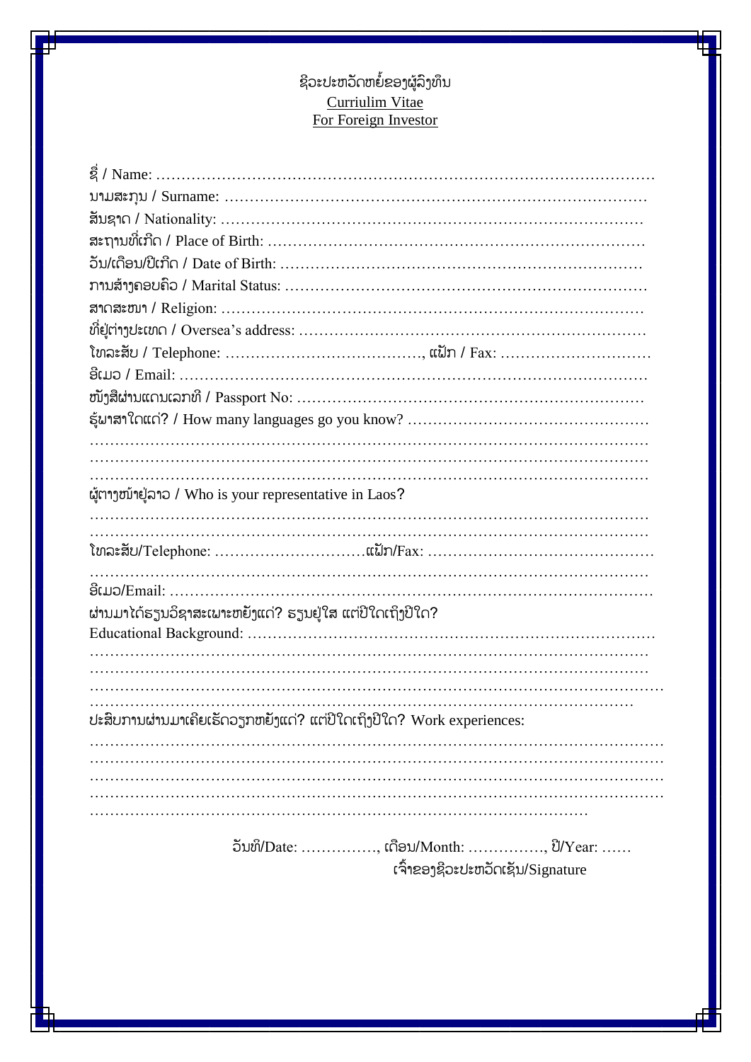# ຊີວະປະຫວັດຫຍໍ້ຂອງຜູ້ລົງທຶນ

## Curriulim Vitae

## For Foreign Investor

ຊື່ / Name: ……………………………………………………………………………………

ນາມສະກຸນ / Surname: …………………………………………………………………………

ສັນຊາດ / Nationality: …………………………………………………………………………

ສະຖານທີ່ເກີດ / Place of Birth: …………………………………………………………………

ວັນ/ເດືອນ/ປີເກີດ / Date of Birth: ………………………………………………………………

ການສ້າງຄອບຄົວ / Marital Status: ………………………………………………………………

ສາດສະໜາ / Religion: …………………………………………………………………………

ທີ່ຢູ່ຕ່າງປະເທດ / Oversea's address: ……………………………………………………………

ໂທລະສັບ / Telephone: ………………………………, ແຟັກ / Fax: ………………………

ອີເມວ / Email: …………………………………………………………………………………

ໜັງສືຜ່ານແດນເລກທີ / Passport No: ……………………………………………………………

ຮູ້ພາສາໃດແດ່? / How many languages go you know? ………………………………………

……………………………………………………………………………………………………

……………………………………………………………………………………………………

……………………………………………………………………………………………………

ຜູ້ຕາງໜ້າຢູ່ລາວ / Who is your representative in Laos?

……………………………………………………………………………………………………

……………………………………………………………………………………………………

ໂທລະສັບ/Telephone: ………………………ແຟັກ/Fax: ……………………………………

……………………………………………………………………………………………………

ອີເມວ/Email: ……………………………………………………………………………………

ຜ່ານມາໄດ້ຮຽນວິຊາສະເພາະຫຍັງແດ່? ຮຽນຢູ່ໃສ ແຕ່ປີໃດເຖິງປີໃດ?

Educational Background: ………………………………………………………………………

……………………………………………………………………………………………………

……………………………………………………………………………………………………

……………………………………………………………………………………………………

……………………………………………………………………………………………………

ປະສົບການຜ່ານມາເຄີຍເຮັດວຽກຫຍັງແດ່? ແຕ່ປີໃດເຖິງປີໃດ? Work experiences:

……………………………………………………………………………………………………

……………………………………………………………………………………………………

……………………………………………………………………………………………………

……………………………………………………………………………………………………

……………………………………………………………………………………………………

ວັນທີ/Date: ……………, ເດືອນ/Month: ……………, ປີ/Year: ……

ເຈົ້າຂອງຊີວະປະຫວັດເຊັນ/Signature